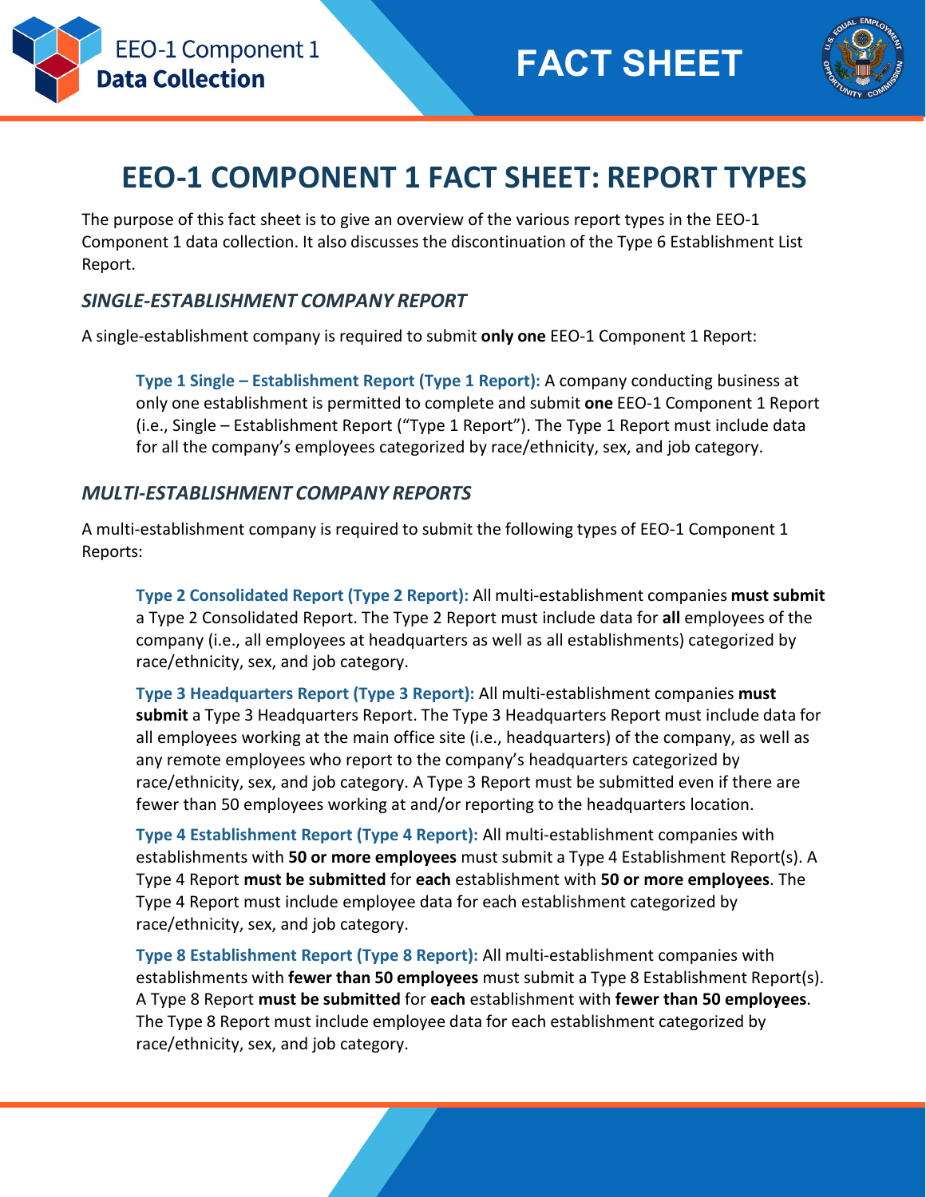# EEO-1 COMPONENT 1 FACT SHEET: REPORT TYPES

The purpose of this fact sheet is to give an overview of the various report types in the EEO-1 Component 1 data collection. It also discusses the discontinuation of the Type 6 Establishment List Report.

### *SINGLE-ESTABLISHMENT COMPANY REPORT*

A single-establishment company is required to submit **only one** EEO-1 Component 1 Report:

> **Type 1 Single – Establishment Report (Type 1 Report):** A company conducting business at only one establishment is permitted to complete and submit **one** EEO-1 Component 1 Report (i.e., Single – Establishment Report ("Type 1 Report"). The Type 1 Report must include data for all the company's employees categorized by race/ethnicity, sex, and job category.

### *MULTI-ESTABLISHMENT COMPANY REPORTS*

A multi-establishment company is required to submit the following types of EEO-1 Component 1 Reports:

> **Type 2 Consolidated Report (Type 2 Report):** All multi-establishment companies **must submit** a Type 2 Consolidated Report. The Type 2 Report must include data for **all** employees of the company (i.e., all employees at headquarters as well as all establishments) categorized by race/ethnicity, sex, and job category.
>
> **Type 3 Headquarters Report (Type 3 Report):** All multi-establishment companies **must submit** a Type 3 Headquarters Report. The Type 3 Headquarters Report must include data for all employees working at the main office site (i.e., headquarters) of the company, as well as any remote employees who report to the company's headquarters categorized by race/ethnicity, sex, and job category. A Type 3 Report must be submitted even if there are fewer than 50 employees working at and/or reporting to the headquarters location.
>
> **Type 4 Establishment Report (Type 4 Report):** All multi-establishment companies with establishments with **50 or more employees** must submit a Type 4 Establishment Report(s). A Type 4 Report **must be submitted** for **each** establishment with **50 or more employees**. The Type 4 Report must include employee data for each establishment categorized by race/ethnicity, sex, and job category.
>
> **Type 8 Establishment Report (Type 8 Report):** All multi-establishment companies with establishments with **fewer than 50 employees** must submit a Type 8 Establishment Report(s). A Type 8 Report **must be submitted** for **each** establishment with **fewer than 50 employees**. The Type 8 Report must include employee data for each establishment categorized by race/ethnicity, sex, and job category.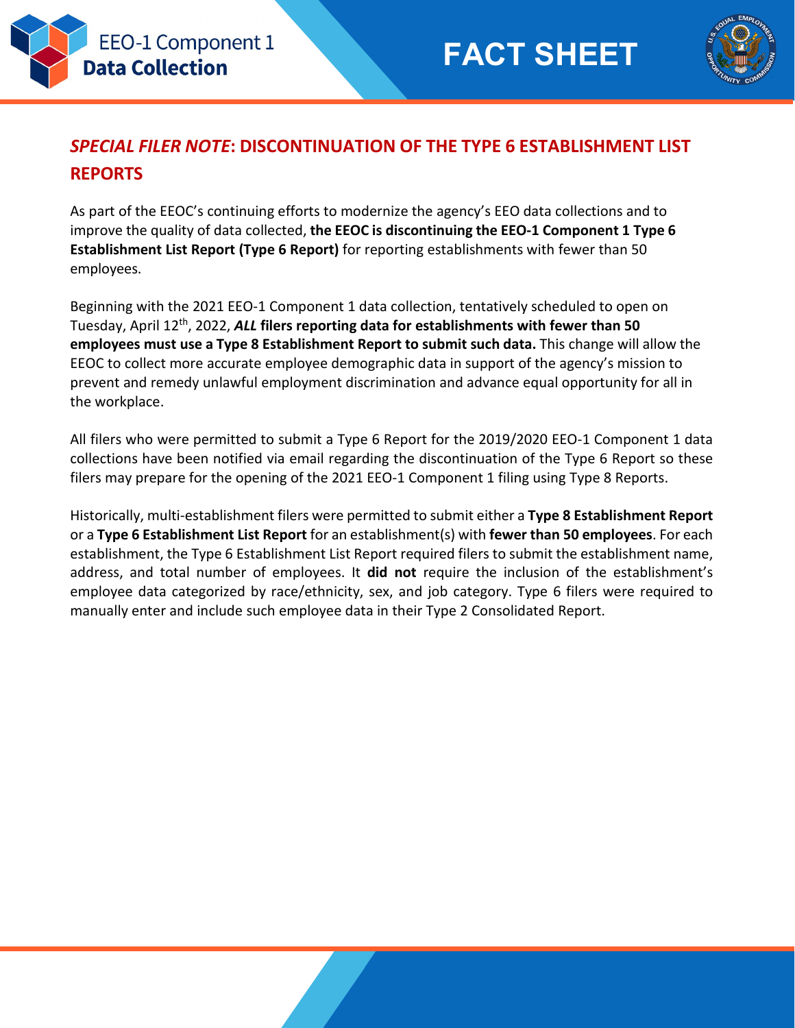# *SPECIAL FILER NOTE*: DISCONTINUATION OF THE TYPE 6 ESTABLISHMENT LIST REPORTS

As part of the EEOC's continuing efforts to modernize the agency's EEO data collections and to improve the quality of data collected, **the EEOC is discontinuing the EEO-1 Component 1 Type 6 Establishment List Report (Type 6 Report)** for reporting establishments with fewer than 50 employees.

Beginning with the 2021 EEO-1 Component 1 data collection, tentatively scheduled to open on Tuesday, April 12th, 2022, ***ALL* filers reporting data for establishments with fewer than 50 employees must use a Type 8 Establishment Report to submit such data.** This change will allow the EEOC to collect more accurate employee demographic data in support of the agency's mission to prevent and remedy unlawful employment discrimination and advance equal opportunity for all in the workplace.

All filers who were permitted to submit a Type 6 Report for the 2019/2020 EEO-1 Component 1 data collections have been notified via email regarding the discontinuation of the Type 6 Report so these filers may prepare for the opening of the 2021 EEO-1 Component 1 filing using Type 8 Reports.

Historically, multi-establishment filers were permitted to submit either a **Type 8 Establishment Report** or a **Type 6 Establishment List Report** for an establishment(s) with **fewer than 50 employees**. For each establishment, the Type 6 Establishment List Report required filers to submit the establishment name, address, and total number of employees. It **did not** require the inclusion of the establishment's employee data categorized by race/ethnicity, sex, and job category. Type 6 filers were required to manually enter and include such employee data in their Type 2 Consolidated Report.